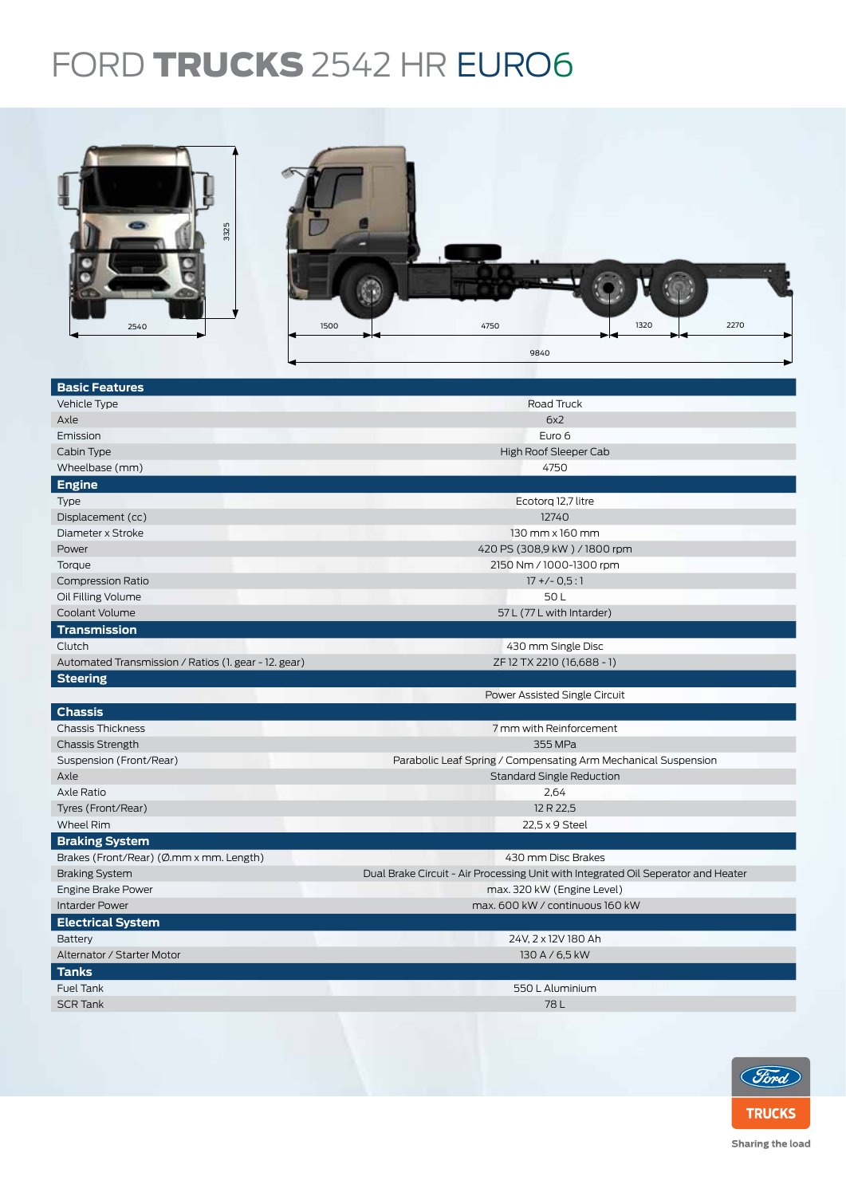# FORD TRUCKS 2542 HR EURO6

| Basic Features | |
|---|---|
| Vehicle Type | Road Truck |
| Axle | 6x2 |
| Emission | Euro 6 |
| Cabin Type | High Roof Sleeper Cab |
| Wheelbase (mm) | 4750 |
| **Engine** | |
| Type | Ecotorq 12,7 litre |
| Displacement (cc) | 12740 |
| Diameter x Stroke | 130 mm x 160 mm |
| Power | 420 PS (308,9 kW ) / 1800 rpm |
| Torque | 2150 Nm / 1000-1300 rpm |
| Compression Ratio | 17 +/- 0,5 : 1 |
| Oil Filling Volume | 50 L |
| Coolant Volume | 57 L (77 L with Intarder) |
| **Transmission** | |
| Clutch | 430 mm Single Disc |
| Automated Transmission / Ratios (1. gear - 12. gear) | ZF 12 TX 2210 (16,688 - 1) |
| **Steering** | |
| | Power Assisted Single Circuit |
| **Chassis** | |
| Chassis Thickness | 7 mm with Reinforcement |
| Chassis Strength | 355 MPa |
| Suspension (Front/Rear) | Parabolic Leaf Spring / Compensating Arm Mechanical Suspension |
| Axle | Standard Single Reduction |
| Axle Ratio | 2,64 |
| Tyres (Front/Rear) | 12 R 22,5 |
| Wheel Rim | 22,5 x 9 Steel |
| **Braking System** | |
| Brakes (Front/Rear) (Ø.mm x mm. Length) | 430 mm Disc Brakes |
| Braking System | Dual Brake Circuit - Air Processing Unit with Integrated Oil Seperator and Heater |
| Engine Brake Power | max. 320 kW (Engine Level) |
| Interder Power | max. 600 kW / continuous 160 kW |
| **Electrical System** | |
| Battery | 24V, 2 x 12V 180 Ah |
| Alternator / Starter Motor | 130 A / 6,5 kW |
| **Tanks** | |
| Fuel Tank | 550 L Aluminium |
| SCR Tank | 78 L |

Ford TRUCKS

Sharing the load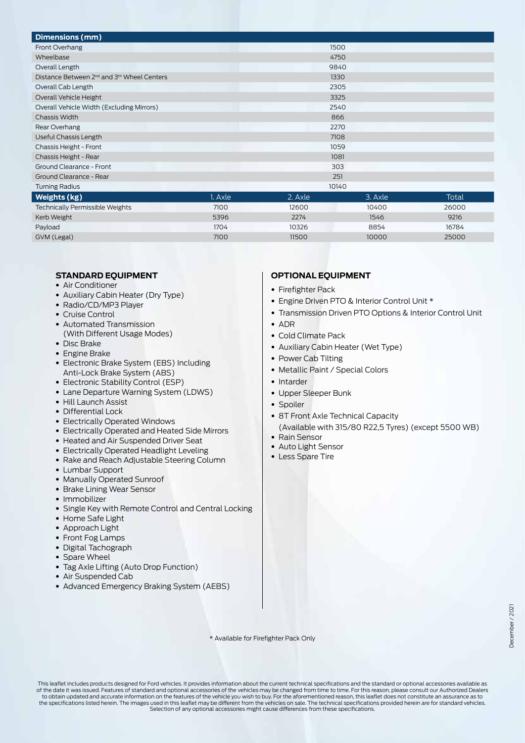| Dimensions (mm) | | | | |
|---|---|---|---|---|
| Front Overhang | 1500 | | | |
| Wheelbase | 4750 | | | |
| Overall Length | 9840 | | | |
| Distance Between 2nd and 3th Wheel Centers | 1330 | | | |
| Overall Cab Length | 2305 | | | |
| Overall Vehicle Height | 3325 | | | |
| Overall Vehicle Width (Excluding Mirrors) | 2540 | | | |
| Chassis Width | 866 | | | |
| Rear Overhang | 2270 | | | |
| Useful Chassis Length | 7108 | | | |
| Chassis Height - Front | 1059 | | | |
| Chassis Height - Rear | 1081 | | | |
| Ground Clearance - Front | 303 | | | |
| Ground Clearance - Rear | 251 | | | |
| Turning Radius | 10140 | | | |
| **Weights (kg)** | **1. Axle** | **2. Axle** | **3. Axle** | **Total** |
| Technically Permissible Weights | 7100 | 12600 | 10400 | 26000 |
| Kerb Weight | 5396 | 2274 | 1546 | 9216 |
| Payload | 1704 | 10326 | 8854 | 16784 |
| GVM (Legal) | 7100 | 11500 | 10000 | 25000 |

## STANDARD EQUIPMENT

- Air Conditioner
- Auxiliary Cabin Heater (Dry Type)
- Radio/CD/MP3 Player
- Cruise Control
- Automated Transmission (With Different Usage Modes)
- Disc Brake
- Engine Brake
- Electronic Brake System (EBS) Including Anti-Lock Brake System (ABS)
- Electronic Stability Control (ESP)
- Lane Departure Warning System (LDWS)
- Hill Launch Assist
- Differential Lock
- Electrically Operated Windows
- Electrically Operated and Heated Side Mirrors
- Heated and Air Suspended Driver Seat
- Electrically Operated Headlight Leveling
- Rake and Reach Adjustable Steering Column
- Lumbar Support
- Manually Operated Sunroof
- Brake Lining Wear Sensor
- Immobilizer
- Single Key with Remote Control and Central Locking
- Home Safe Light
- Approach Light
- Front Fog Lamps
- Digital Tachograph
- Spare Wheel
- Tag Axle Lifting (Auto Drop Function)
- Air Suspended Cab
- Advanced Emergency Braking System (AEBS)

## OPTIONAL EQUIPMENT

- Firefighter Pack
- Engine Driven PTO & Interior Control Unit *
- Transmission Driven PTO Options & Interior Control Unit
- ADR
- Cold Climate Pack
- Auxiliary Cabin Heater (Wet Type)
- Power Cab Tilting
- Metallic Paint / Special Colors
- Intarder
- Upper Sleeper Bunk
- Spoiler
- 8T Front Axle Technical Capacity (Available with 315/80 R22,5 Tyres) (except 5500 WB)
- Rain Sensor
- Auto Light Sensor
- Less Spare Tire

* Available for Firefighter Pack Only

December / 2021

This leaflet includes products designed for Ford vehicles. It provides information about the current technical specifications and the standard or optional accessories available as of the date it was issued. Features of standard and optional accessories of the vehicles may be changed from time to time. For this reason, please consult our Authorized Dealers to obtain updated and accurate information on the features of the vehicle you wish to buy. For the aforementioned reason, this leaflet does not constitute an assurance as to the specifications listed herein. The images used in this leaflet may be different from the vehicles on sale. The technical specifications provided herein are for standard vehicles. Selection of any optional accessories might cause differences from these specifications.